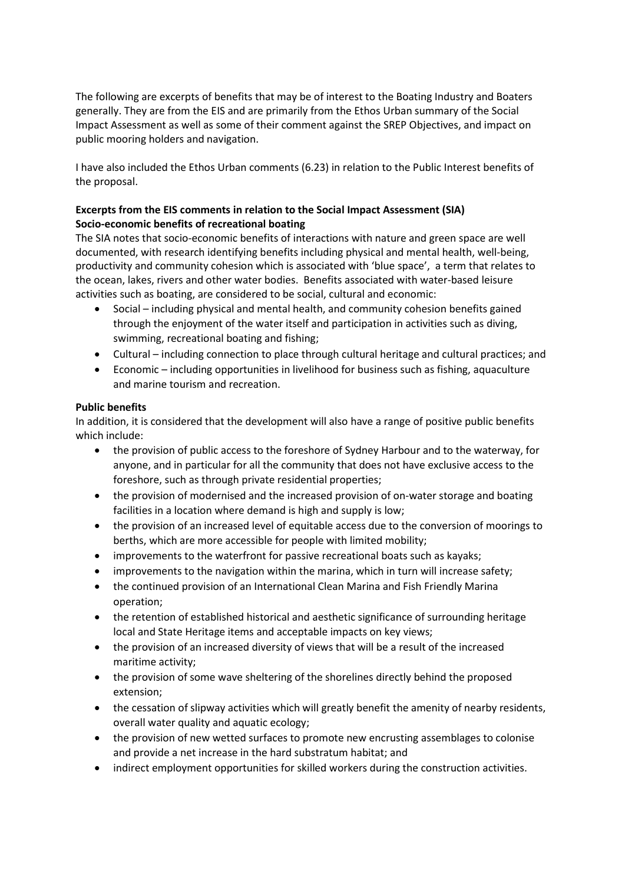The following are excerpts of benefits that may be of interest to the Boating Industry and Boaters generally. They are from the EIS and are primarily from the Ethos Urban summary of the Social Impact Assessment as well as some of their comment against the SREP Objectives, and impact on public mooring holders and navigation.

I have also included the Ethos Urban comments (6.23) in relation to the Public Interest benefits of the proposal.

**Excerpts from the EIS comments in relation to the Social Impact Assessment (SIA)**
**Socio-economic benefits of recreational boating**

The SIA notes that socio-economic benefits of interactions with nature and green space are well documented, with research identifying benefits including physical and mental health, well-being, productivity and community cohesion which is associated with 'blue space', a term that relates to the ocean, lakes, rivers and other water bodies. Benefits associated with water-based leisure activities such as boating, are considered to be social, cultural and economic:

- Social – including physical and mental health, and community cohesion benefits gained through the enjoyment of the water itself and participation in activities such as diving, swimming, recreational boating and fishing;
- Cultural – including connection to place through cultural heritage and cultural practices; and
- Economic – including opportunities in livelihood for business such as fishing, aquaculture and marine tourism and recreation.

**Public benefits**

In addition, it is considered that the development will also have a range of positive public benefits which include:

- the provision of public access to the foreshore of Sydney Harbour and to the waterway, for anyone, and in particular for all the community that does not have exclusive access to the foreshore, such as through private residential properties;
- the provision of modernised and the increased provision of on-water storage and boating facilities in a location where demand is high and supply is low;
- the provision of an increased level of equitable access due to the conversion of moorings to berths, which are more accessible for people with limited mobility;
- improvements to the waterfront for passive recreational boats such as kayaks;
- improvements to the navigation within the marina, which in turn will increase safety;
- the continued provision of an International Clean Marina and Fish Friendly Marina operation;
- the retention of established historical and aesthetic significance of surrounding heritage local and State Heritage items and acceptable impacts on key views;
- the provision of an increased diversity of views that will be a result of the increased maritime activity;
- the provision of some wave sheltering of the shorelines directly behind the proposed extension;
- the cessation of slipway activities which will greatly benefit the amenity of nearby residents, overall water quality and aquatic ecology;
- the provision of new wetted surfaces to promote new encrusting assemblages to colonise and provide a net increase in the hard substratum habitat; and
- indirect employment opportunities for skilled workers during the construction activities.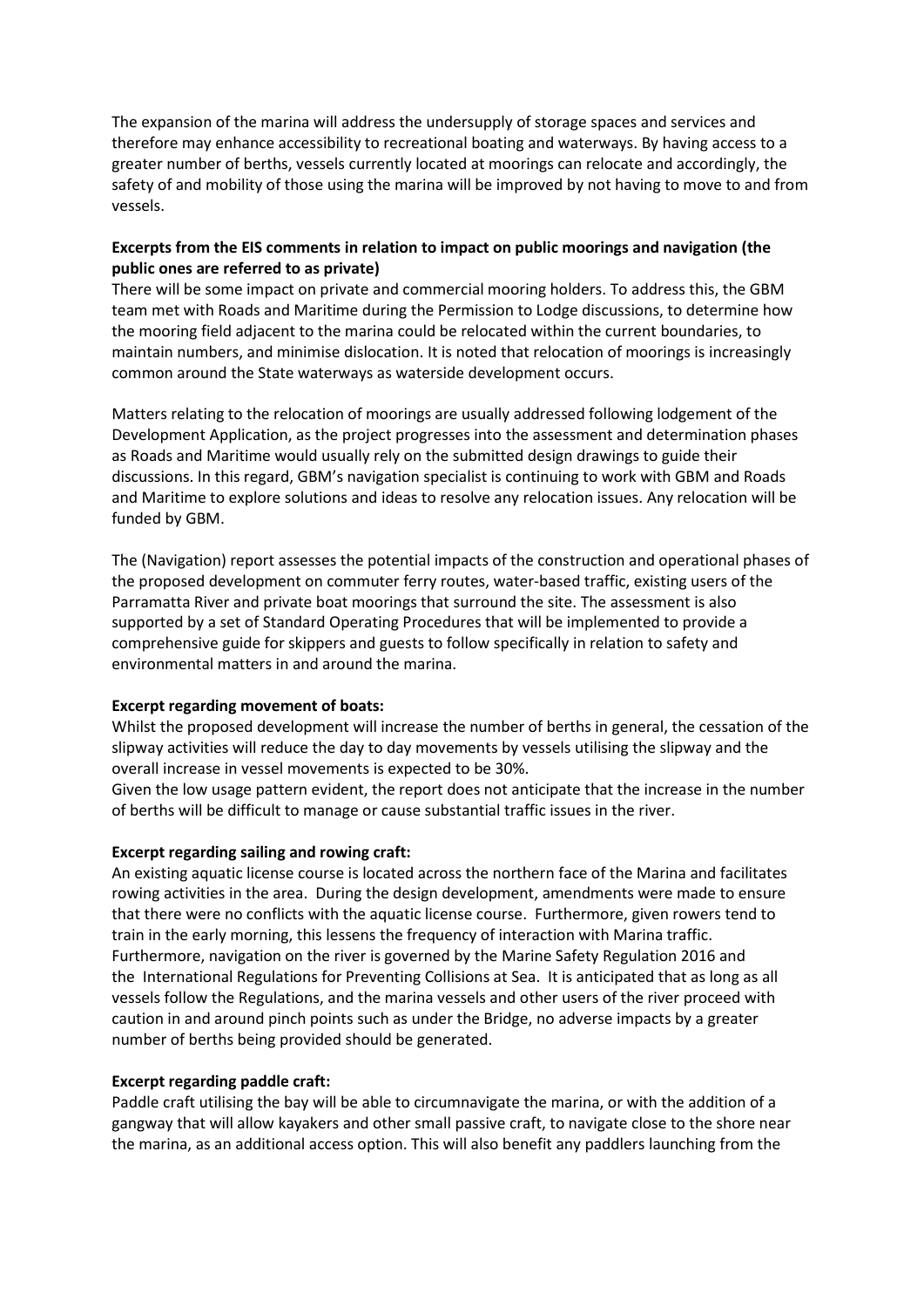The expansion of the marina will address the undersupply of storage spaces and services and therefore may enhance accessibility to recreational boating and waterways. By having access to a greater number of berths, vessels currently located at moorings can relocate and accordingly, the safety of and mobility of those using the marina will be improved by not having to move to and from vessels.

**Excerpts from the EIS comments in relation to impact on public moorings and navigation (the public ones are referred to as private)**

There will be some impact on private and commercial mooring holders. To address this, the GBM team met with Roads and Maritime during the Permission to Lodge discussions, to determine how the mooring field adjacent to the marina could be relocated within the current boundaries, to maintain numbers, and minimise dislocation. It is noted that relocation of moorings is increasingly common around the State waterways as waterside development occurs.

Matters relating to the relocation of moorings are usually addressed following lodgement of the Development Application, as the project progresses into the assessment and determination phases as Roads and Maritime would usually rely on the submitted design drawings to guide their discussions. In this regard, GBM's navigation specialist is continuing to work with GBM and Roads and Maritime to explore solutions and ideas to resolve any relocation issues. Any relocation will be funded by GBM.

The (Navigation) report assesses the potential impacts of the construction and operational phases of the proposed development on commuter ferry routes, water-based traffic, existing users of the Parramatta River and private boat moorings that surround the site. The assessment is also supported by a set of Standard Operating Procedures that will be implemented to provide a comprehensive guide for skippers and guests to follow specifically in relation to safety and environmental matters in and around the marina.

**Excerpt regarding movement of boats:**

Whilst the proposed development will increase the number of berths in general, the cessation of the slipway activities will reduce the day to day movements by vessels utilising the slipway and the overall increase in vessel movements is expected to be 30%.

Given the low usage pattern evident, the report does not anticipate that the increase in the number of berths will be difficult to manage or cause substantial traffic issues in the river.

**Excerpt regarding sailing and rowing craft:**

An existing aquatic license course is located across the northern face of the Marina and facilitates rowing activities in the area. During the design development, amendments were made to ensure that there were no conflicts with the aquatic license course. Furthermore, given rowers tend to train in the early morning, this lessens the frequency of interaction with Marina traffic. Furthermore, navigation on the river is governed by the Marine Safety Regulation 2016 and the International Regulations for Preventing Collisions at Sea. It is anticipated that as long as all vessels follow the Regulations, and the marina vessels and other users of the river proceed with caution in and around pinch points such as under the Bridge, no adverse impacts by a greater number of berths being provided should be generated.

**Excerpt regarding paddle craft:**

Paddle craft utilising the bay will be able to circumnavigate the marina, or with the addition of a gangway that will allow kayakers and other small passive craft, to navigate close to the shore near the marina, as an additional access option. This will also benefit any paddlers launching from the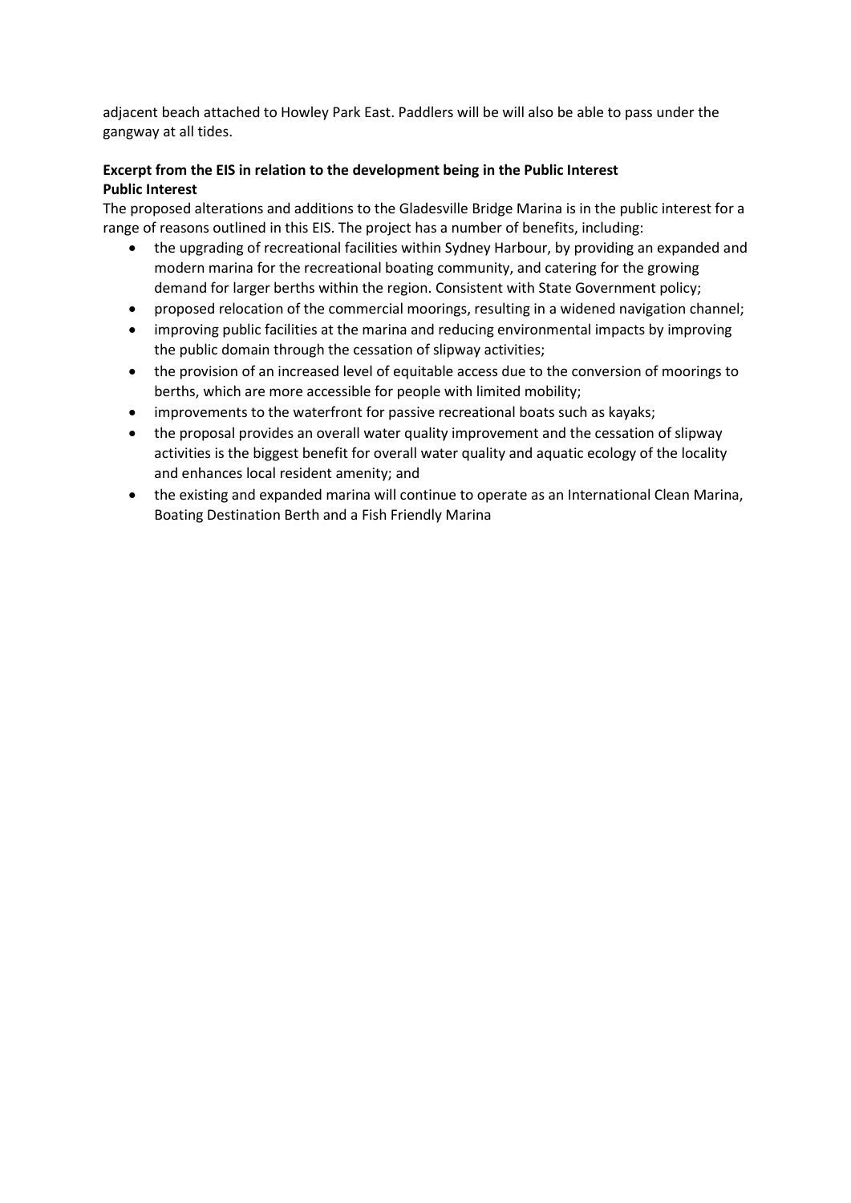adjacent beach attached to Howley Park East. Paddlers will be will also be able to pass under the gangway at all tides.

**Excerpt from the EIS in relation to the development being in the Public Interest**
**Public Interest**

The proposed alterations and additions to the Gladesville Bridge Marina is in the public interest for a range of reasons outlined in this EIS. The project has a number of benefits, including:

- the upgrading of recreational facilities within Sydney Harbour, by providing an expanded and modern marina for the recreational boating community, and catering for the growing demand for larger berths within the region. Consistent with State Government policy;
- proposed relocation of the commercial moorings, resulting in a widened navigation channel;
- improving public facilities at the marina and reducing environmental impacts by improving the public domain through the cessation of slipway activities;
- the provision of an increased level of equitable access due to the conversion of moorings to berths, which are more accessible for people with limited mobility;
- improvements to the waterfront for passive recreational boats such as kayaks;
- the proposal provides an overall water quality improvement and the cessation of slipway activities is the biggest benefit for overall water quality and aquatic ecology of the locality and enhances local resident amenity; and
- the existing and expanded marina will continue to operate as an International Clean Marina, Boating Destination Berth and a Fish Friendly Marina